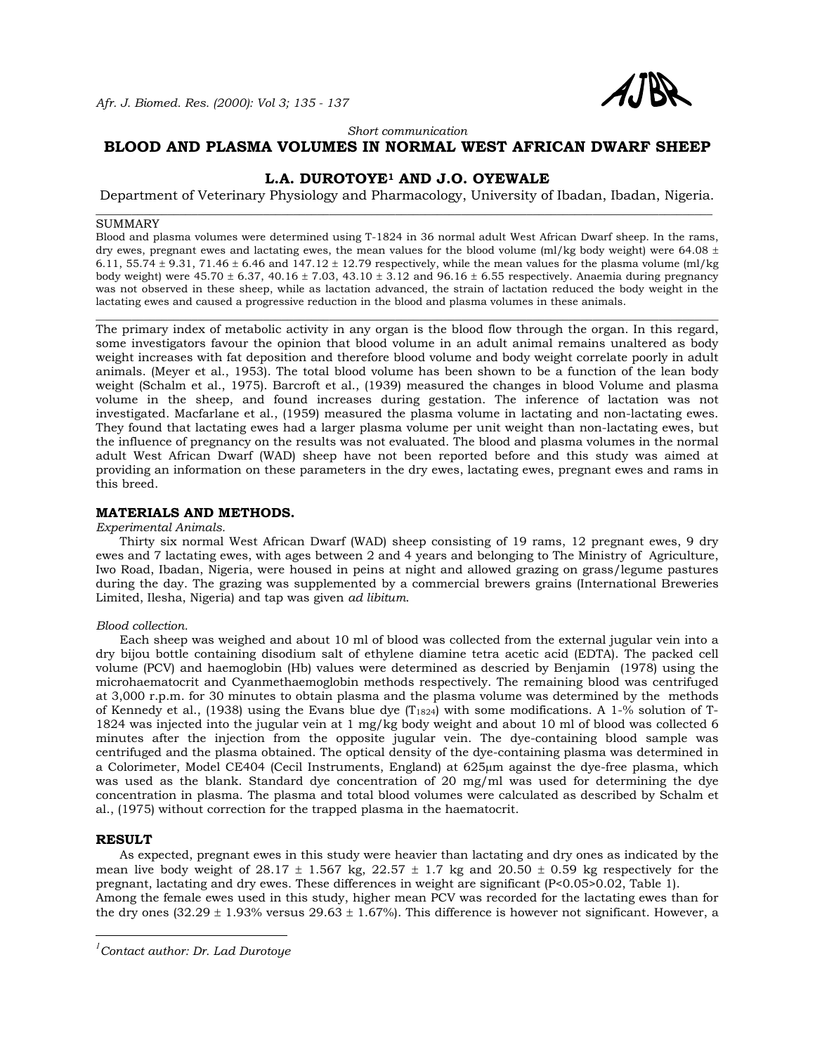*Short communication*

# BLOOD AND PLASMA VOLUMES IN NORMAL WEST AFRICAN DWARF SHEEP

## L.A. DUROTOYE[1] AND J.O. OYEWALE

Department of Veterinary Physiology and Pharmacology, University of Ibadan, Ibadan, Nigeria.

---

SUMMARY

Blood and plasma volumes were determined using T-1824 in 36 normal adult West African Dwarf sheep. In the rams, dry ewes, pregnant ewes and lactating ewes, the mean values for the blood volume (ml/kg body weight) were 64.08 ± 6.11, 55.74 ± 9.31, 71.46 ± 6.46 and 147.12 ± 12.79 respectively, while the mean values for the plasma volume (ml/kg body weight) were 45.70 ± 6.37, 40.16 ± 7.03, 43.10 ± 3.12 and 96.16 ± 6.55 respectively. Anaemia during pregnancy was not observed in these sheep, while as lactation advanced, the strain of lactation reduced the body weight in the lactating ewes and caused a progressive reduction in the blood and plasma volumes in these animals.

---

The primary index of metabolic activity in any organ is the blood flow through the organ. In this regard, some investigators favour the opinion that blood volume in an adult animal remains unaltered as body weight increases with fat deposition and therefore blood volume and body weight correlate poorly in adult animals. (Meyer et al., 1953). The total blood volume has been shown to be a function of the lean body weight (Schalm et al., 1975). Barcroft et al., (1939) measured the changes in blood Volume and plasma volume in the sheep, and found increases during gestation. The inference of lactation was not investigated. Macfarlane et al., (1959) measured the plasma volume in lactating and non-lactating ewes. They found that lactating ewes had a larger plasma volume per unit weight than non-lactating ewes, but the influence of pregnancy on the results was not evaluated. The blood and plasma volumes in the normal adult West African Dwarf (WAD) sheep have not been reported before and this study was aimed at providing an information on these parameters in the dry ewes, lactating ewes, pregnant ewes and rams in this breed.

## MATERIALS AND METHODS.

*Experimental Animals.*

Thirty six normal West African Dwarf (WAD) sheep consisting of 19 rams, 12 pregnant ewes, 9 dry ewes and 7 lactating ewes, with ages between 2 and 4 years and belonging to The Ministry of Agriculture, Iwo Road, Ibadan, Nigeria, were housed in peins at night and allowed grazing on grass/legume pastures during the day. The grazing was supplemented by a commercial brewers grains (International Breweries Limited, Ilesha, Nigeria) and tap was given *ad libitum*.

*Blood collection.*

Each sheep was weighed and about 10 ml of blood was collected from the external jugular vein into a dry bijou bottle containing disodium salt of ethylene diamine tetra acetic acid (EDTA). The packed cell volume (PCV) and haemoglobin (Hb) values were determined as descried by Benjamin (1978) using the microhaematocrit and Cyanmethaemoglobin methods respectively. The remaining blood was centrifuged at 3,000 r.p.m. for 30 minutes to obtain plasma and the plasma volume was determined by the methods of Kennedy et al., (1938) using the Evans blue dye ($T_{1824}$) with some modifications. A 1-% solution of T-1824 was injected into the jugular vein at 1 mg/kg body weight and about 10 ml of blood was collected 6 minutes after the injection from the opposite jugular vein. The dye-containing blood sample was centrifuged and the plasma obtained. The optical density of the dye-containing plasma was determined in a Colorimeter, Model CE404 (Cecil Instruments, England) at 625μm against the dye-free plasma, which was used as the blank. Standard dye concentration of 20 mg/ml was used for determining the dye concentration in plasma. The plasma and total blood volumes were calculated as described by Schalm et al., (1975) without correction for the trapped plasma in the haematocrit.

## RESULT

As expected, pregnant ewes in this study were heavier than lactating and dry ones as indicated by the mean live body weight of 28.17 ± 1.567 kg, 22.57 ± 1.7 kg and 20.50 ± 0.59 kg respectively for the pregnant, lactating and dry ewes. These differences in weight are significant ($P<0.05>0.02$, Table 1).

Among the female ewes used in this study, higher mean PCV was recorded for the lactating ewes than for the dry ones (32.29 ± 1.93% versus 29.63 ± 1.67%). This difference is however not significant. However, a

---

[1]*Contact author: Dr. Lad Durotoye*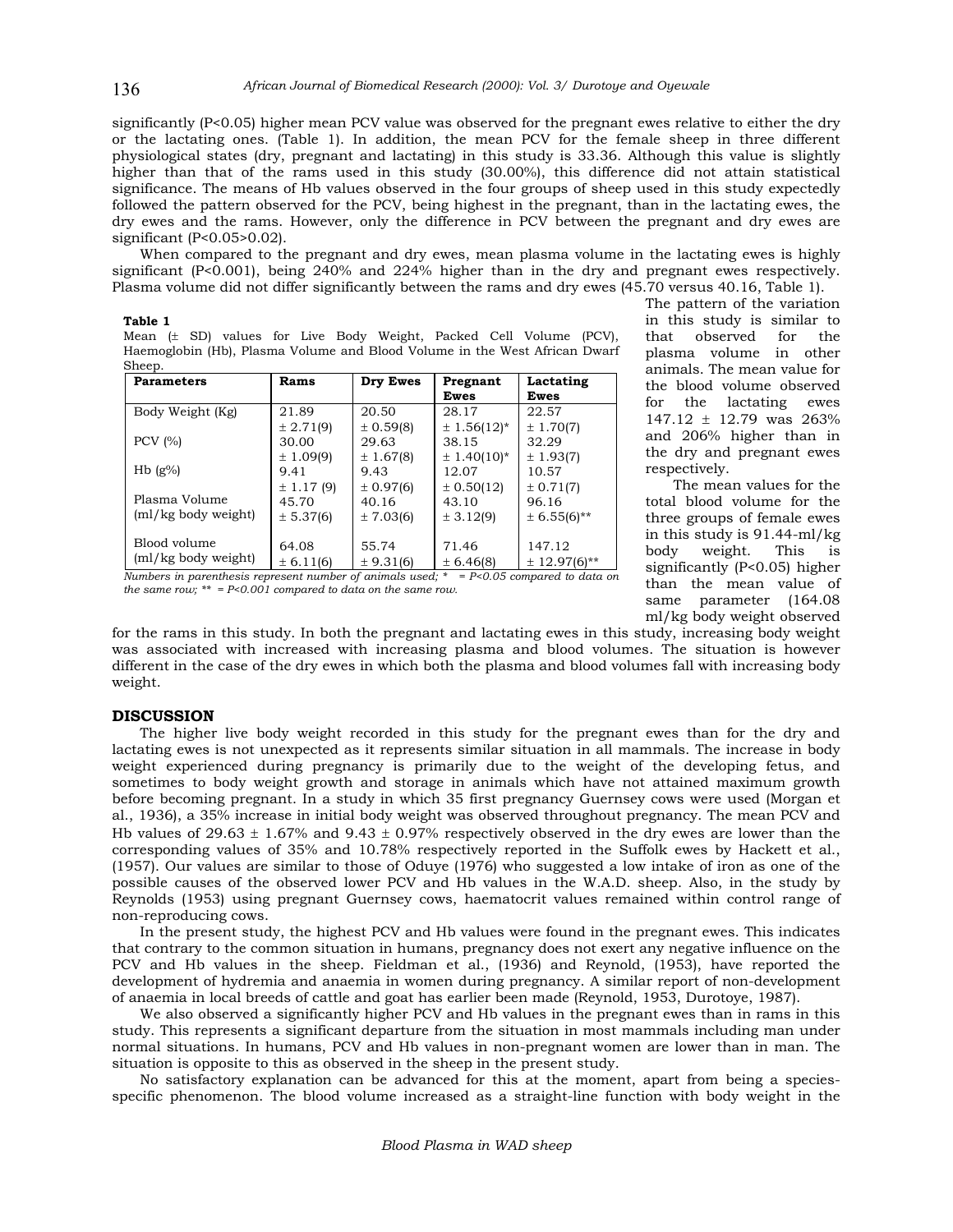significantly (P<0.05) higher mean PCV value was observed for the pregnant ewes relative to either the dry or the lactating ones. (Table 1). In addition, the mean PCV for the female sheep in three different physiological states (dry, pregnant and lactating) in this study is 33.36. Although this value is slightly higher than that of the rams used in this study (30.00%), this difference did not attain statistical significance. The means of Hb values observed in the four groups of sheep used in this study expectedly followed the pattern observed for the PCV, being highest in the pregnant, than in the lactating ewes, the dry ewes and the rams. However, only the difference in PCV between the pregnant and dry ewes are significant (P<0.05>0.02).

When compared to the pregnant and dry ewes, mean plasma volume in the lactating ewes is highly significant (P<0.001), being 240% and 224% higher than in the dry and pregnant ewes respectively. Plasma volume did not differ significantly between the rams and dry ewes (45.70 versus 40.16, Table 1).

**Table 1**
Mean (± SD) values for Live Body Weight, Packed Cell Volume (PCV), Haemoglobin (Hb), Plasma Volume and Blood Volume in the West African Dwarf Sheep.

| Parameters | Rams | Dry Ewes | Pregnant Ewes | Lactating Ewes |
|---|---|---|---|---|
| Body Weight (Kg) | 21.89 ± 2.71(9) | 20.50 ± 0.59(8) | 28.17 ± 1.56(12)* | 22.57 ± 1.70(7) |
| PCV (%) | 30.00 ± 1.09(9) | 29.63 ± 1.67(8) | 38.15 ± 1.40(10)* | 32.29 ± 1.93(7) |
| Hb (g%) | 9.41 ± 1.17 (9) | 9.43 ± 0.97(6) | 12.07 ± 0.50(12) | 10.57 ± 0.71(7) |
| Plasma Volume (ml/kg body weight) | 45.70 ± 5.37(6) | 40.16 ± 7.03(6) | 43.10 ± 3.12(9) | 96.16 ± 6.55(6)** |
| Blood volume (ml/kg body weight) | 64.08 ± 6.11(6) | 55.74 ± 9.31(6) | 71.46 ± 6.46(8) | 147.12 ± 12.97(6)** |

*Numbers in parenthesis represent number of animals used; * = P<0.05 compared to data on the same row; ** = P<0.001 compared to data on the same row.*

The pattern of the variation in this study is similar to that observed for the plasma volume in other animals. The mean value for the blood volume observed for the lactating ewes 147.12 ± 12.79 was 263% and 206% higher than in the dry and pregnant ewes respectively.

The mean values for the total blood volume for the three groups of female ewes in this study is 91.44-ml/kg body weight. This is significantly (P<0.05) higher than the mean value of same parameter (164.08 ml/kg body weight observed for the rams in this study. In both the pregnant and lactating ewes in this study, increasing body weight was associated with increased with increasing plasma and blood volumes. The situation is however different in the case of the dry ewes in which both the plasma and blood volumes fall with increasing body weight.

## DISCUSSION

The higher live body weight recorded in this study for the pregnant ewes than for the dry and lactating ewes is not unexpected as it represents similar situation in all mammals. The increase in body weight experienced during pregnancy is primarily due to the weight of the developing fetus, and sometimes to body weight growth and storage in animals which have not attained maximum growth before becoming pregnant. In a study in which 35 first pregnancy Guernsey cows were used (Morgan et al., 1936), a 35% increase in initial body weight was observed throughout pregnancy. The mean PCV and Hb values of 29.63 ± 1.67% and 9.43 ± 0.97% respectively observed in the dry ewes are lower than the corresponding values of 35% and 10.78% respectively reported in the Suffolk ewes by Hackett et al., (1957). Our values are similar to those of Oduye (1976) who suggested a low intake of iron as one of the possible causes of the observed lower PCV and Hb values in the W.A.D. sheep. Also, in the study by Reynolds (1953) using pregnant Guernsey cows, haematocrit values remained within control range of non-reproducing cows.

In the present study, the highest PCV and Hb values were found in the pregnant ewes. This indicates that contrary to the common situation in humans, pregnancy does not exert any negative influence on the PCV and Hb values in the sheep. Fieldman et al., (1936) and Reynold, (1953), have reported the development of hydremia and anaemia in women during pregnancy. A similar report of non-development of anaemia in local breeds of cattle and goat has earlier been made (Reynold, 1953, Durotoye, 1987).

We also observed a significantly higher PCV and Hb values in the pregnant ewes than in rams in this study. This represents a significant departure from the situation in most mammals including man under normal situations. In humans, PCV and Hb values in non-pregnant women are lower than in man. The situation is opposite to this as observed in the sheep in the present study.

No satisfactory explanation can be advanced for this at the moment, apart from being a species-specific phenomenon. The blood volume increased as a straight-line function with body weight in the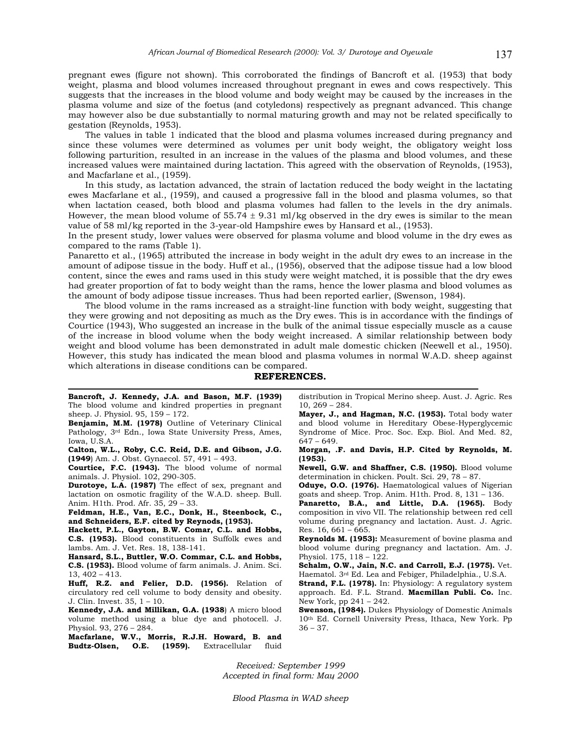pregnant ewes (figure not shown). This corroborated the findings of Bancroft et al. (1953) that body weight, plasma and blood volumes increased throughout pregnant in ewes and cows respectively. This suggests that the increases in the blood volume and body weight may be caused by the increases in the plasma volume and size of the foetus (and cotyledons) respectively as pregnant advanced. This change may however also be due substantially to normal maturing growth and may not be related specifically to gestation (Reynolds, 1953).

The values in table 1 indicated that the blood and plasma volumes increased during pregnancy and since these volumes were determined as volumes per unit body weight, the obligatory weight loss following parturition, resulted in an increase in the values of the plasma and blood volumes, and these increased values were maintained during lactation. This agreed with the observation of Reynolds, (1953), and Macfarlane et al., (1959).

In this study, as lactation advanced, the strain of lactation reduced the body weight in the lactating ewes Macfarlane et al., (1959), and caused a progressive fall in the blood and plasma volumes, so that when lactation ceased, both blood and plasma volumes had fallen to the levels in the dry animals. However, the mean blood volume of $55.74 \pm 9.31$ ml/kg observed in the dry ewes is similar to the mean value of 58 ml/kg reported in the 3-year-old Hampshire ewes by Hansard et al., (1953).

In the present study, lower values were observed for plasma volume and blood volume in the dry ewes as compared to the rams (Table 1).

Panaretto et al., (1965) attributed the increase in body weight in the adult dry ewes to an increase in the amount of adipose tissue in the body. Huff et al., (1956), observed that the adipose tissue had a low blood content, since the ewes and rams used in this study were weight matched, it is possible that the dry ewes had greater proportion of fat to body weight than the rams, hence the lower plasma and blood volumes as the amount of body adipose tissue increases. Thus had been reported earlier, (Swenson, 1984).

The blood volume in the rams increased as a straight-line function with body weight, suggesting that they were growing and not depositing as much as the Dry ewes. This is in accordance with the findings of Courtice (1943), Who suggested an increase in the bulk of the animal tissue especially muscle as a cause of the increase in blood volume when the body weight increased. A similar relationship between body weight and blood volume has been demonstrated in adult male domestic chicken (Neewell et al., 1950). However, this study has indicated the mean blood and plasma volumes in normal W.A.D. sheep against which alterations in disease conditions can be compared.

## REFERENCES.

**Bancroft, J. Kennedy, J.A. and Bason, M.F. (1939)** The blood volume and kindred properties in pregnant sheep. J. Physiol. 95, 159 – 172.

**Benjamin, M.M. (1978)** Outline of Veterinary Clinical Pathology, 3rd Edn., Iowa State University Press, Ames, Iowa, U.S.A.

**Calton, W.L., Roby, C.C. Reid, D.E. and Gibson, J.G. (1949**) Am. J. Obst. Gynaecol. 57, 491 – 493.

**Courtice, F.C. (1943).** The blood volume of normal animals. J. Physiol. 102, 290-305.

**Durotoye, L.A. (1987)** The effect of sex, pregnant and lactation on osmotic fragility of the W.A.D. sheep. Bull. Anim. H1th. Prod. Afr. 35, 29 – 33.

**Feldman, H.E., Van, E.C., Donk, H., Steenbock, C., and Schneiders, E.F. cited by Reynods, (1953).**

**Hackett, P.L., Gayton, B.W. Comar, C.L. and Hobbs, C.S. (1953).** Blood constituents in Suffolk ewes and lambs. Am. J. Vet. Res. 18, 138-141.

**Hansard, S.L., Buttler, W.O. Commar, C.L. and Hobbs, C.S. (1953).** Blood volume of farm animals. J. Anim. Sci. 13, 402 – 413.

**Huff, R.Z. and Felier, D.D. (1956).** Relation of circulatory red cell volume to body density and obesity. J. Clin. Invest. 35, 1 – 10.

**Kennedy, J.A. and Millikan, G.A. (1938**) A micro blood volume method using a blue dye and photocell. J. Physiol. 93, 276 – 284.

**Macfarlane, W.V., Morris, R.J.H. Howard, B. and Budtz-Olsen, O.E. (1959).** Extracellular fluid distribution in Tropical Merino sheep. Aust. J. Agric. Res 10, 269 – 284.

**Mayer, J., and Hagman, N.C. (1953).** Total body water and blood volume in Hereditary Obese-Hyperglycemic Syndrome of Mice. Proc. Soc. Exp. Biol. And Med. 82, 647 – 649.

**Morgan, .F. and Davis, H.P. Cited by Reynolds, M. (1953).**

**Newell, G.W. and Shaffner, C.S. (1950).** Blood volume determination in chicken. Poult. Sci. 29, 78 – 87.

**Oduye, O.O. (1976).** Haematological values of Nigerian goats and sheep. Trop. Anim. H1th. Prod. 8, 131 – 136.

**Panaretto, B.A., and Little, D.A. (1965).** Body composition in vivo VII. The relationship between red cell volume during pregnancy and lactation. Aust. J. Agric. Res. 16, 661 – 665.

**Reynolds M. (1953):** Measurement of bovine plasma and blood volume during pregnancy and lactation. Am. J. Physiol. 175, 118 – 122.

**Schalm, O.W., Jain, N.C. and Carroll, E.J. (1975).** Vet. Haematol. 3rd Ed. Lea and Febiger, Philadelphia., U.S.A.

**Strand, F.L. (1978).** In: Physiology: A regulatory system approach. Ed. F.L. Strand. **Macmillan Publi. Co.** Inc. New York, pp 241 – 242.

**Swenson, (1984).** Dukes Physiology of Domestic Animals 10th Ed. Cornell University Press, Ithaca, New York. Pp 36 – 37.

*Received: September 1999*
*Accepted in final form: May 2000*